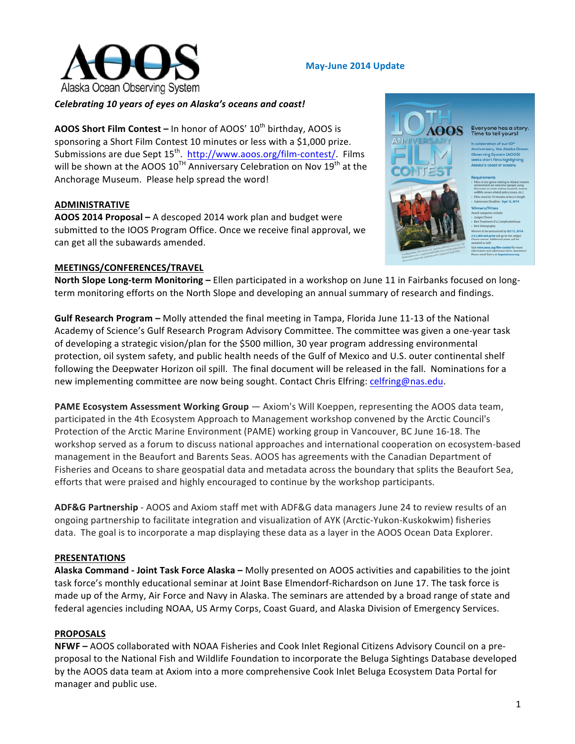# AOOS
Alaska Ocean Observing System

**May-June 2014 Update**

***Celebrating 10 years of eyes on Alaska's oceans and coast!***

**AOOS Short Film Contest –** In honor of AOOS' 10th birthday, AOOS is sponsoring a Short Film Contest 10 minutes or less with a $1,000 prize. Submissions are due Sept 15th. http://www.aoos.org/film-contest/. Films will be shown at the AOOS 10TH Anniversary Celebration on Nov 19th at the Anchorage Museum. Please help spread the word!

## ADMINISTRATIVE

**AOOS 2014 Proposal –** A descoped 2014 work plan and budget were submitted to the IOOS Program Office. Once we receive final approval, we can get all the subawards amended.

## MEETINGS/CONFERENCES/TRAVEL

**North Slope Long-term Monitoring –** Ellen participated in a workshop on June 11 in Fairbanks focused on long-term monitoring efforts on the North Slope and developing an annual summary of research and findings.

**Gulf Research Program –** Molly attended the final meeting in Tampa, Florida June 11-13 of the National Academy of Science's Gulf Research Program Advisory Committee. The committee was given a one-year task of developing a strategic vision/plan for the $500 million, 30 year program addressing environmental protection, oil system safety, and public health needs of the Gulf of Mexico and U.S. outer continental shelf following the Deepwater Horizon oil spill. The final document will be released in the fall. Nominations for a new implementing committee are now being sought. Contact Chris Elfring: celfring@nas.edu.

**PAME Ecosystem Assessment Working Group** — Axiom's Will Koeppen, representing the AOOS data team, participated in the 4th Ecosystem Approach to Management workshop convened by the Arctic Council's Protection of the Arctic Marine Environment (PAME) working group in Vancouver, BC June 16-18. The workshop served as a forum to discuss national approaches and international cooperation on ecosystem-based management in the Beaufort and Barents Seas. AOOS has agreements with the Canadian Department of Fisheries and Oceans to share geospatial data and metadata across the boundary that splits the Beaufort Sea, efforts that were praised and highly encouraged to continue by the workshop participants.

**ADF&G Partnership** - AOOS and Axiom staff met with ADF&G data managers June 24 to review results of an ongoing partnership to facilitate integration and visualization of AYK (Arctic-Yukon-Kuskokwim) fisheries data. The goal is to incorporate a map displaying these data as a layer in the AOOS Ocean Data Explorer.

## PRESENTATIONS

**Alaska Command - Joint Task Force Alaska –** Molly presented on AOOS activities and capabilities to the joint task force's monthly educational seminar at Joint Base Elmendorf-Richardson on June 17. The task force is made up of the Army, Air Force and Navy in Alaska. The seminars are attended by a broad range of state and federal agencies including NOAA, US Army Corps, Coast Guard, and Alaska Division of Emergency Services.

## PROPOSALS

**NFWF –** AOOS collaborated with NOAA Fisheries and Cook Inlet Regional Citizens Advisory Council on a pre-proposal to the National Fish and Wildlife Foundation to incorporate the Beluga Sightings Database developed by the AOOS data team at Axiom into a more comprehensive Cook Inlet Beluga Ecosystem Data Portal for manager and public use.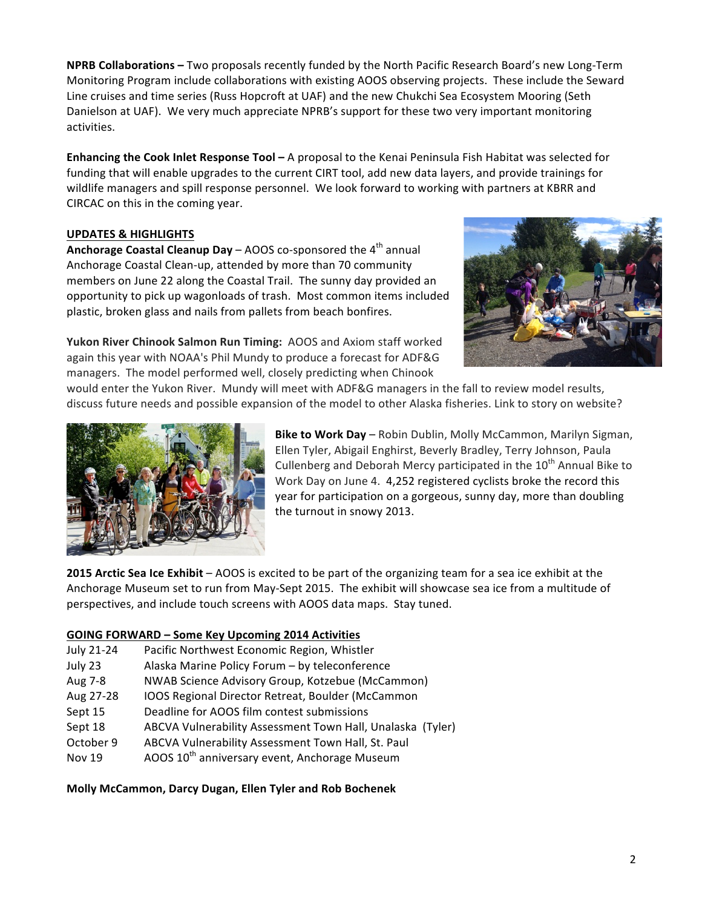**NPRB Collaborations –** Two proposals recently funded by the North Pacific Research Board's new Long-Term Monitoring Program include collaborations with existing AOOS observing projects. These include the Seward Line cruises and time series (Russ Hopcroft at UAF) and the new Chukchi Sea Ecosystem Mooring (Seth Danielson at UAF). We very much appreciate NPRB's support for these two very important monitoring activities.

**Enhancing the Cook Inlet Response Tool –** A proposal to the Kenai Peninsula Fish Habitat was selected for funding that will enable upgrades to the current CIRT tool, add new data layers, and provide trainings for wildlife managers and spill response personnel. We look forward to working with partners at KBRR and CIRCAC on this in the coming year.

## UPDATES & HIGHLIGHTS

**Anchorage Coastal Cleanup Day** – AOOS co-sponsored the 4th annual Anchorage Coastal Clean-up, attended by more than 70 community members on June 22 along the Coastal Trail. The sunny day provided an opportunity to pick up wagonloads of trash. Most common items included plastic, broken glass and nails from pallets from beach bonfires.

**Yukon River Chinook Salmon Run Timing:** AOOS and Axiom staff worked again this year with NOAA's Phil Mundy to produce a forecast for ADF&G managers. The model performed well, closely predicting when Chinook would enter the Yukon River. Mundy will meet with ADF&G managers in the fall to review model results, discuss future needs and possible expansion of the model to other Alaska fisheries. Link to story on website?

**Bike to Work Day** – Robin Dublin, Molly McCammon, Marilyn Sigman, Ellen Tyler, Abigail Enghirst, Beverly Bradley, Terry Johnson, Paula Cullenberg and Deborah Mercy participated in the 10th Annual Bike to Work Day on June 4. 4,252 registered cyclists broke the record this year for participation on a gorgeous, sunny day, more than doubling the turnout in snowy 2013.

**2015 Arctic Sea Ice Exhibit** – AOOS is excited to be part of the organizing team for a sea ice exhibit at the Anchorage Museum set to run from May-Sept 2015. The exhibit will showcase sea ice from a multitude of perspectives, and include touch screens with AOOS data maps. Stay tuned.

## GOING FORWARD – Some Key Upcoming 2014 Activities

| | |
|---|---|
| July 21-24 | Pacific Northwest Economic Region, Whistler |
| July 23 | Alaska Marine Policy Forum – by teleconference |
| Aug 7-8 | NWAB Science Advisory Group, Kotzebue (McCammon) |
| Aug 27-28 | IOOS Regional Director Retreat, Boulder (McCammon |
| Sept 15 | Deadline for AOOS film contest submissions |
| Sept 18 | ABCVA Vulnerability Assessment Town Hall, Unalaska (Tyler) |
| October 9 | ABCVA Vulnerability Assessment Town Hall, St. Paul |
| Nov 19 | AOOS 10th anniversary event, Anchorage Museum |

**Molly McCammon, Darcy Dugan, Ellen Tyler and Rob Bochenek**